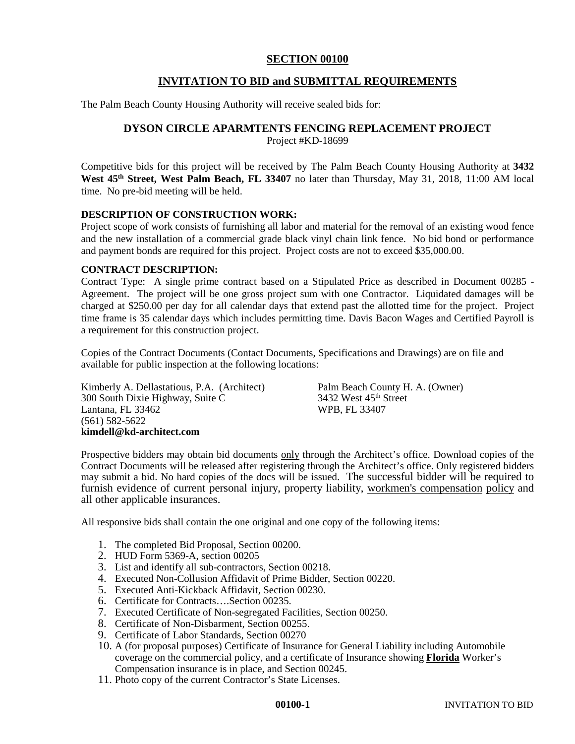## SECTION 00100

## INVITATION TO BID and SUBMITTAL REQUIREMENTS

The Palm Beach County Housing Authority will receive sealed bids for:

### DYSON CIRCLE APARMTENTS FENCING REPLACEMENT PROJECT

Project #KD-18699

Competitive bids for this project will be received by The Palm Beach County Housing Authority at **3432 West 45th Street, West Palm Beach, FL 33407** no later than Thursday, May 31, 2018, 11:00 AM local time. No pre-bid meeting will be held.

**DESCRIPTION OF CONSTRUCTION WORK:**
Project scope of work consists of furnishing all labor and material for the removal of an existing wood fence and the new installation of a commercial grade black vinyl chain link fence. No bid bond or performance and payment bonds are required for this project. Project costs are not to exceed $35,000.00.

**CONTRACT DESCRIPTION:**
Contract Type: A single prime contract based on a Stipulated Price as described in Document 00285 - Agreement. The project will be one gross project sum with one Contractor. Liquidated damages will be charged at $250.00 per day for all calendar days that extend past the allotted time for the project. Project time frame is 35 calendar days which includes permitting time. Davis Bacon Wages and Certified Payroll is a requirement for this construction project.

Copies of the Contract Documents (Contact Documents, Specifications and Drawings) are on file and available for public inspection at the following locations:

Kimberly A. Dellastatious, P.A. (Architect)
300 South Dixie Highway, Suite C
Lantana, FL 33462
(561) 582-5622
**kimdell@kd-architect.com**

Palm Beach County H. A. (Owner)
3432 West 45th Street
WPB, FL 33407

Prospective bidders may obtain bid documents <u>only</u> through the Architect's office. Download copies of the Contract Documents will be released after registering through the Architect's office. Only registered bidders may submit a bid. No hard copies of the docs will be issued. The successful bidder will be required to furnish evidence of current personal injury, property liability, <u>workmen's compensation</u> <u>policy</u> and all other applicable insurances.

All responsive bids shall contain the one original and one copy of the following items:

1. The completed Bid Proposal, Section 00200.
2. HUD Form 5369-A, section 00205
3. List and identify all sub-contractors, Section 00218.
4. Executed Non-Collusion Affidavit of Prime Bidder, Section 00220.
5. Executed Anti-Kickback Affidavit, Section 00230.
6. Certificate for Contracts….Section 00235.
7. Executed Certificate of Non-segregated Facilities, Section 00250.
8. Certificate of Non-Disbarment, Section 00255.
9. Certificate of Labor Standards, Section 00270
10. A (for proposal purposes) Certificate of Insurance for General Liability including Automobile coverage on the commercial policy, and a certificate of Insurance showing **<u>Florida</u>** Worker's Compensation insurance is in place, and Section 00245.
11. Photo copy of the current Contractor's State Licenses.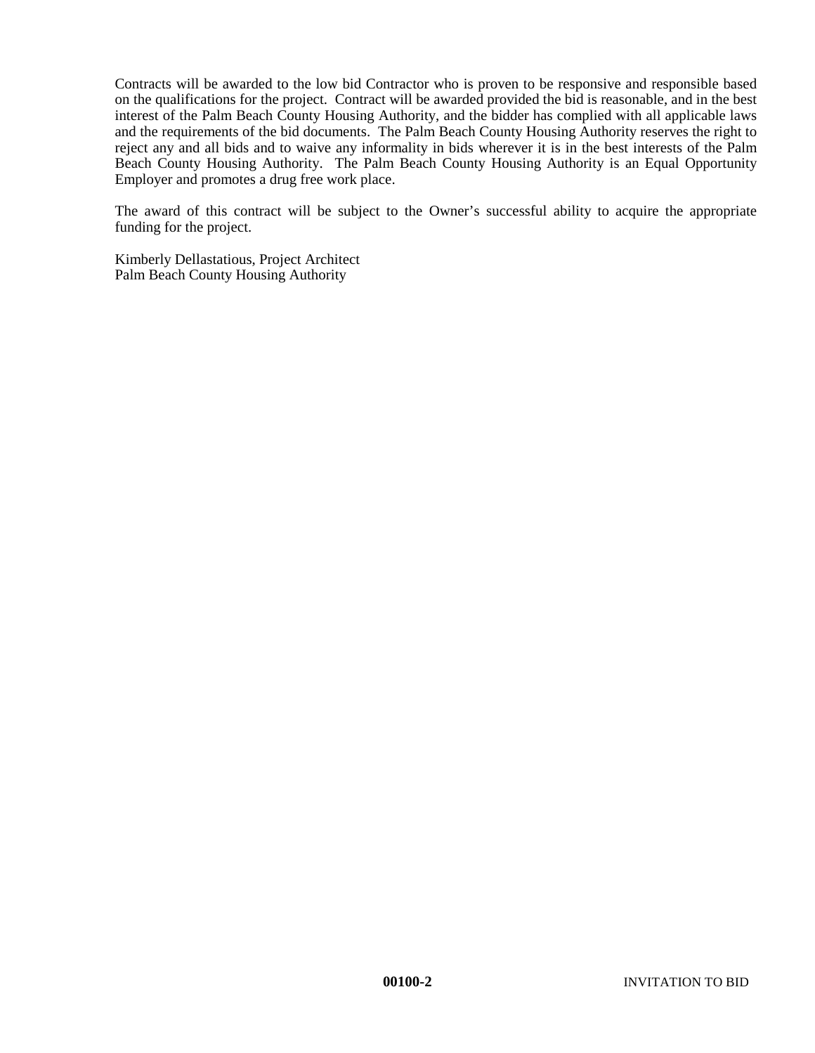Contracts will be awarded to the low bid Contractor who is proven to be responsive and responsible based on the qualifications for the project. Contract will be awarded provided the bid is reasonable, and in the best interest of the Palm Beach County Housing Authority, and the bidder has complied with all applicable laws and the requirements of the bid documents. The Palm Beach County Housing Authority reserves the right to reject any and all bids and to waive any informality in bids wherever it is in the best interests of the Palm Beach County Housing Authority. The Palm Beach County Housing Authority is an Equal Opportunity Employer and promotes a drug free work place.

The award of this contract will be subject to the Owner's successful ability to acquire the appropriate funding for the project.

Kimberly Dellastatious, Project Architect
Palm Beach County Housing Authority